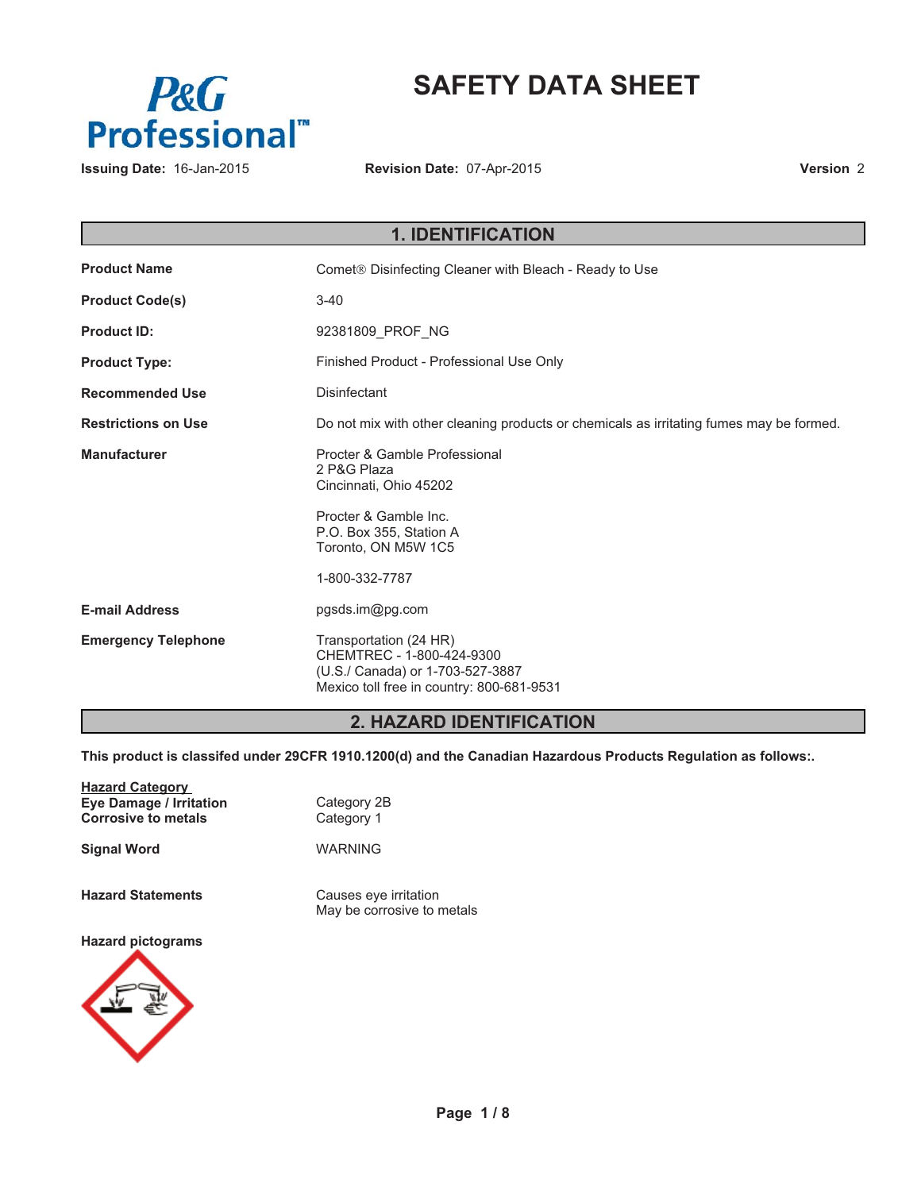P&G Professional™

# SAFETY DATA SHEET

**Issuing Date:** 16-Jan-2015 **Revision Date:** 07-Apr-2015 **Version** 2

## 1. IDENTIFICATION

| | |
|---|---|
| **Product Name** | Comet® Disinfecting Cleaner with Bleach - Ready to Use |
| **Product Code(s)** | 3-40 |
| **Product ID:** | 92381809_PROF_NG |
| **Product Type:** | Finished Product - Professional Use Only |
| **Recommended Use** | Disinfectant |
| **Restrictions on Use** | Do not mix with other cleaning products or chemicals as irritating fumes may be formed. |
| **Manufacturer** | Procter & Gamble Professional<br>2 P&G Plaza<br>Cincinnati, Ohio 45202<br><br>Procter & Gamble Inc.<br>P.O. Box 355, Station A<br>Toronto, ON M5W 1C5<br><br>1-800-332-7787 |
| **E-mail Address** | pgsds.im@pg.com |
| **Emergency Telephone** | Transportation (24 HR)<br>CHEMTREC - 1-800-424-9300<br>(U.S./ Canada) or 1-703-527-3887<br>Mexico toll free in country: 800-681-9531 |

## 2. HAZARD IDENTIFICATION

**This product is classifed under 29CFR 1910.1200(d) and the Canadian Hazardous Products Regulation as follows:.**

| **Hazard Category** | |
|---|---|
| **Eye Damage / Irritation** | Category 2B |
| **Corrosive to metals** | Category 1 |

**Signal Word** WARNING

**Hazard Statements** Causes eye irritation
May be corrosive to metals

**Hazard pictograms**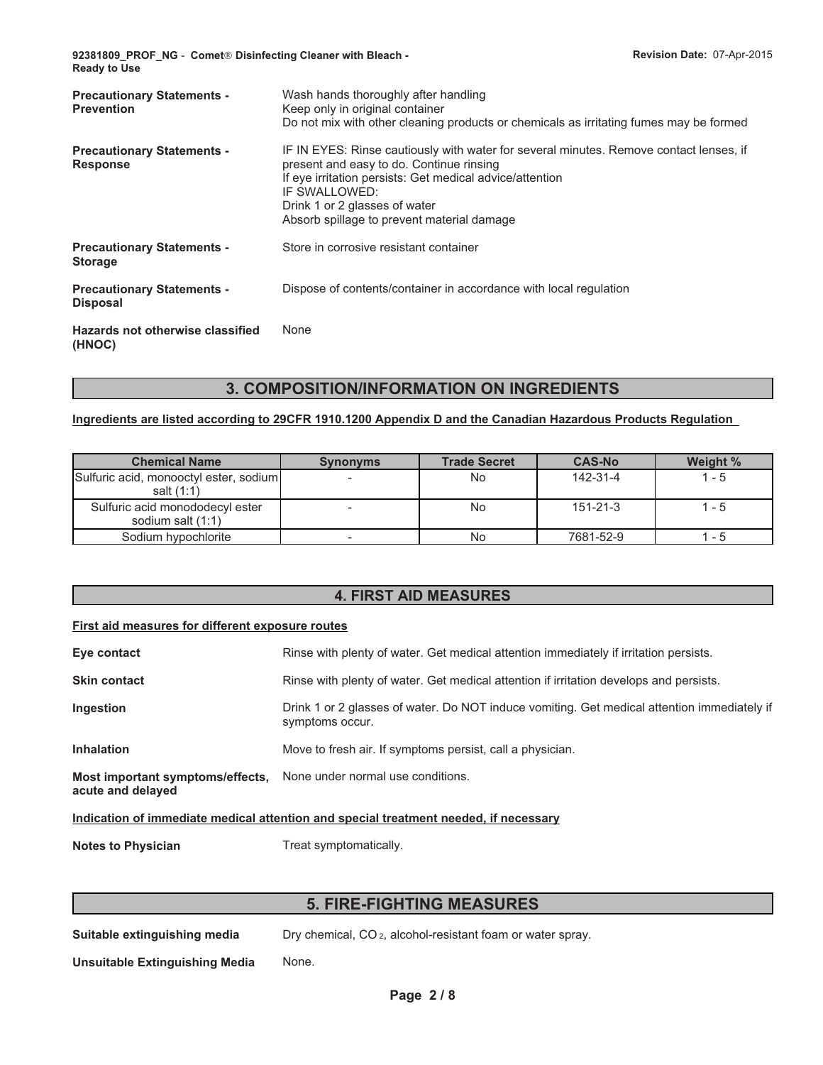| | |
|---|---|
| **Precautionary Statements - Prevention** | Wash hands thoroughly after handling<br>Keep only in original container<br>Do not mix with other cleaning products or chemicals as irritating fumes may be formed |
| **Precautionary Statements - Response** | IF IN EYES: Rinse cautiously with water for several minutes. Remove contact lenses, if present and easy to do. Continue rinsing<br>If eye irritation persists: Get medical advice/attention<br>IF SWALLOWED:<br>Drink 1 or 2 glasses of water<br>Absorb spillage to prevent material damage |
| **Precautionary Statements - Storage** | Store in corrosive resistant container |
| **Precautionary Statements - Disposal** | Dispose of contents/container in accordance with local regulation |
| **Hazards not otherwise classified (HNOC)** | None |

## 3. COMPOSITION/INFORMATION ON INGREDIENTS

**Ingredients are listed according to 29CFR 1910.1200 Appendix D and the Canadian Hazardous Products Regulation**

| Chemical Name | Synonyms | Trade Secret | CAS-No | Weight % |
|---|---|---|---|---|
| Sulfuric acid, monooctyl ester, sodium salt (1:1) | - | No | 142-31-4 | 1 - 5 |
| Sulfuric acid monododecyl ester sodium salt (1:1) | - | No | 151-21-3 | 1 - 5 |
| Sodium hypochlorite | - | No | 7681-52-9 | 1 - 5 |

## 4. FIRST AID MEASURES

**First aid measures for different exposure routes**

| | |
|---|---|
| **Eye contact** | Rinse with plenty of water. Get medical attention immediately if irritation persists. |
| **Skin contact** | Rinse with plenty of water. Get medical attention if irritation develops and persists. |
| **Ingestion** | Drink 1 or 2 glasses of water. Do NOT induce vomiting. Get medical attention immediately if symptoms occur. |
| **Inhalation** | Move to fresh air. If symptoms persist, call a physician. |
| **Most important symptoms/effects, acute and delayed** | None under normal use conditions. |

**Indication of immediate medical attention and special treatment needed, if necessary**

**Notes to Physician** Treat symptomatically.

## 5. FIRE-FIGHTING MEASURES

| | |
|---|---|
| **Suitable extinguishing media** | Dry chemical, $CO_2$, alcohol-resistant foam or water spray. |
| **Unsuitable Extinguishing Media** | None. |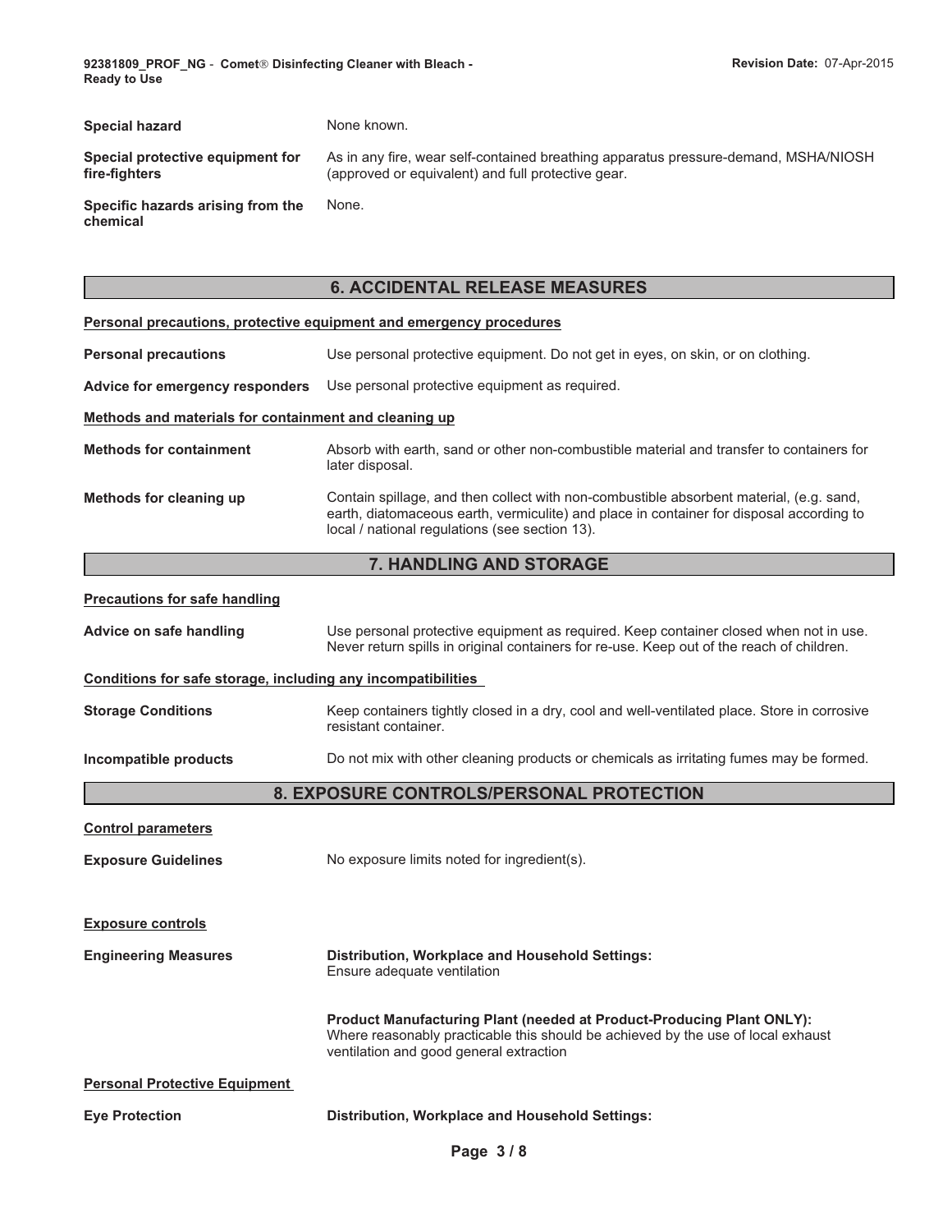**Special hazard** None known.

**Special protective equipment for fire-fighters** As in any fire, wear self-contained breathing apparatus pressure-demand, MSHA/NIOSH (approved or equivalent) and full protective gear.

**Specific hazards arising from the chemical** None.

## 6. ACCIDENTAL RELEASE MEASURES

### Personal precautions, protective equipment and emergency procedures

**Personal precautions** Use personal protective equipment. Do not get in eyes, on skin, or on clothing.

**Advice for emergency responders** Use personal protective equipment as required.

### Methods and materials for containment and cleaning up

**Methods for containment** Absorb with earth, sand or other non-combustible material and transfer to containers for later disposal.

**Methods for cleaning up** Contain spillage, and then collect with non-combustible absorbent material, (e.g. sand, earth, diatomaceous earth, vermiculite) and place in container for disposal according to local / national regulations (see section 13).

## 7. HANDLING AND STORAGE

### Precautions for safe handling

**Advice on safe handling** Use personal protective equipment as required. Keep container closed when not in use. Never return spills in original containers for re-use. Keep out of the reach of children.

### Conditions for safe storage, including any incompatibilities

**Storage Conditions** Keep containers tightly closed in a dry, cool and well-ventilated place. Store in corrosive resistant container.

**Incompatible products** Do not mix with other cleaning products or chemicals as irritating fumes may be formed.

## 8. EXPOSURE CONTROLS/PERSONAL PROTECTION

### Control parameters

**Exposure Guidelines** No exposure limits noted for ingredient(s).

### Exposure controls

**Engineering Measures**

**Distribution, Workplace and Household Settings:**
Ensure adequate ventilation

**Product Manufacturing Plant (needed at Product-Producing Plant ONLY):**
Where reasonably practicable this should be achieved by the use of local exhaust ventilation and good general extraction

### Personal Protective Equipment

**Eye Protection**

**Distribution, Workplace and Household Settings:**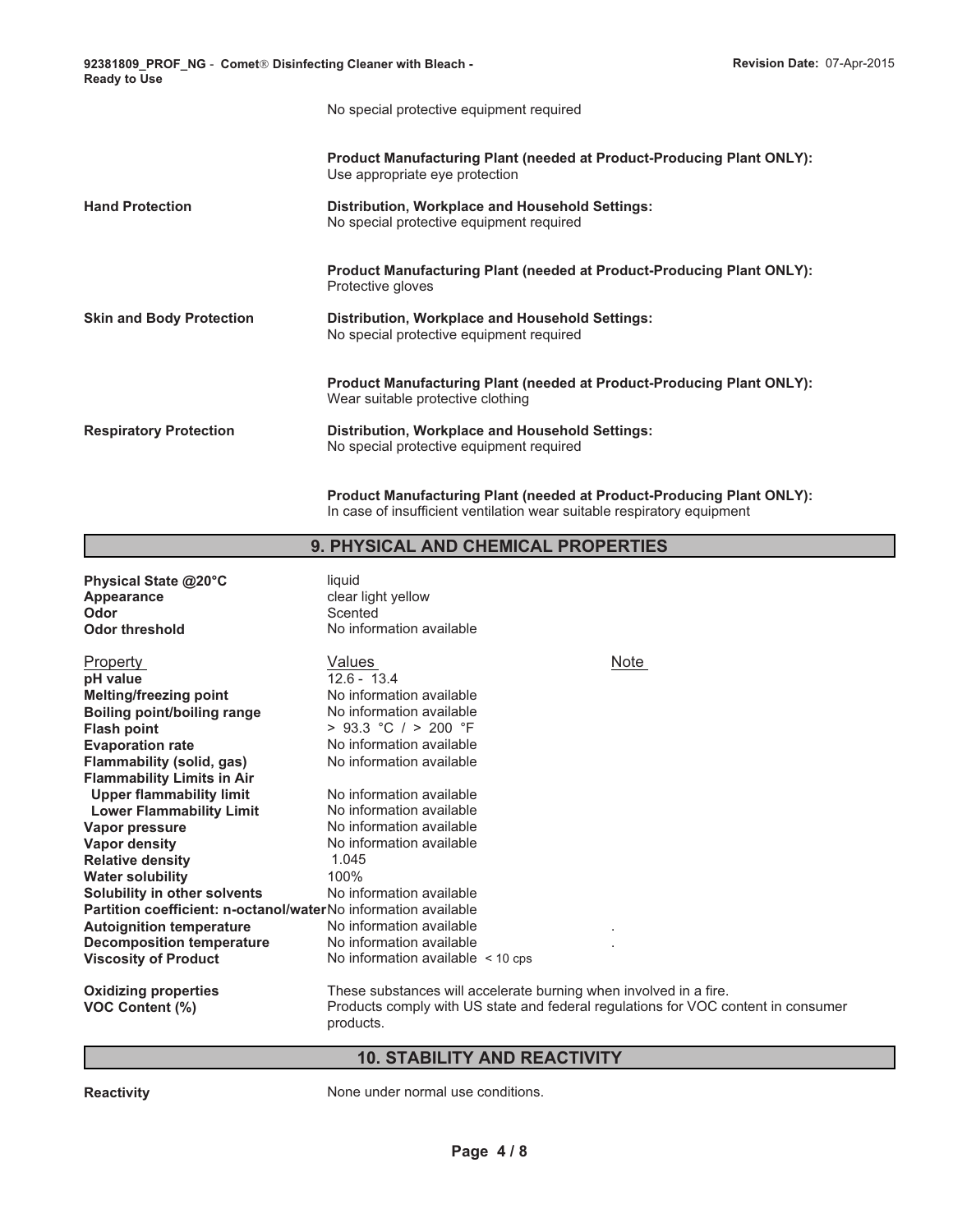| | |
|---|---|
| | No special protective equipment required |
| | **Product Manufacturing Plant (needed at Product-Producing Plant ONLY):** Use appropriate eye protection |
| **Hand Protection** | **Distribution, Workplace and Household Settings:** No special protective equipment required |
| | **Product Manufacturing Plant (needed at Product-Producing Plant ONLY):** Protective gloves |
| **Skin and Body Protection** | **Distribution, Workplace and Household Settings:** No special protective equipment required |
| | **Product Manufacturing Plant (needed at Product-Producing Plant ONLY):** Wear suitable protective clothing |
| **Respiratory Protection** | **Distribution, Workplace and Household Settings:** No special protective equipment required |
| | **Product Manufacturing Plant (needed at Product-Producing Plant ONLY):** In case of insufficient ventilation wear suitable respiratory equipment |

## 9. PHYSICAL AND CHEMICAL PROPERTIES

**Physical State @20°C** liquid
**Appearance** clear light yellow
**Odor** Scented
**Odor threshold** No information available

| Property | Values | Note |
|---|---|---|
| **pH value** | 12.6 - 13.4 | |
| **Melting/freezing point** | No information available | |
| **Boiling point/boiling range** | No information available | |
| **Flash point** | > 93.3 °C / > 200 °F | |
| **Evaporation rate** | No information available | |
| **Flammability (solid, gas)** | No information available | |
| **Flammability Limits in Air** | | |
| **Upper flammability limit** | No information available | |
| **Lower Flammability Limit** | No information available | |
| **Vapor pressure** | No information available | |
| **Vapor density** | No information available | |
| **Relative density** | 1.045 | |
| **Water solubility** | 100% | |
| **Solubility in other solvents** | No information available | |
| **Partition coefficient: n-octanol/water** | No information available | |
| **Autoignition temperature** | No information available | . |
| **Decomposition temperature** | No information available | . |
| **Viscosity of Product** | No information available < 10 cps | |

**Oxidizing properties** These substances will accelerate burning when involved in a fire.
**VOC Content (%)** Products comply with US state and federal regulations for VOC content in consumer products.

## 10. STABILITY AND REACTIVITY

**Reactivity** None under normal use conditions.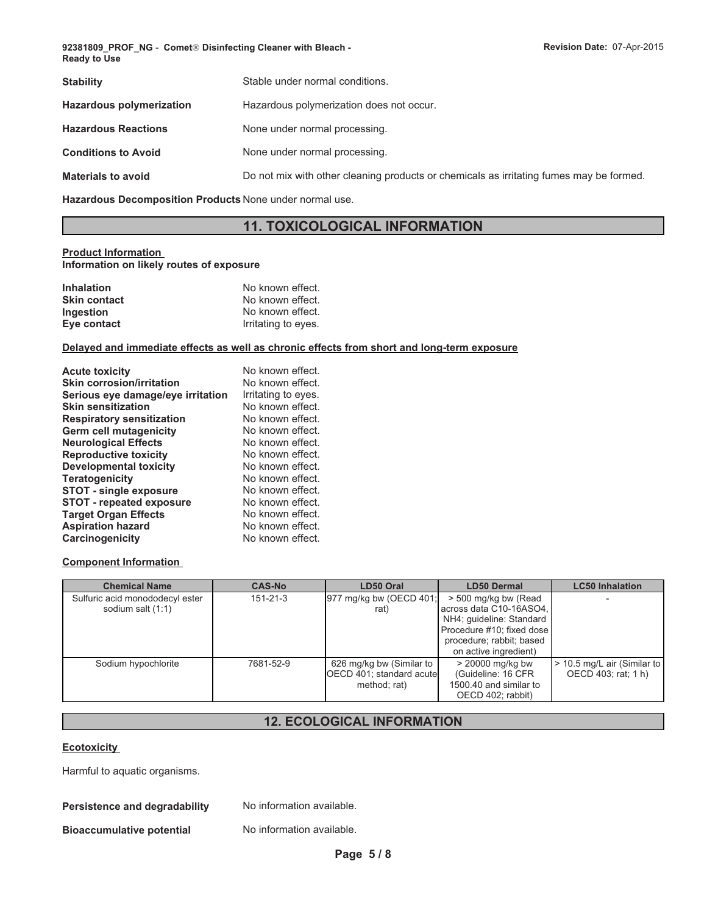| | |
|---|---|
| **Stability** | Stable under normal conditions. |
| **Hazardous polymerization** | Hazardous polymerization does not occur. |
| **Hazardous Reactions** | None under normal processing. |
| **Conditions to Avoid** | None under normal processing. |
| **Materials to avoid** | Do not mix with other cleaning products or chemicals as irritating fumes may be formed. |
| **Hazardous Decomposition Products** | None under normal use. |

## 11. TOXICOLOGICAL INFORMATION

**Product Information**
**Information on likely routes of exposure**

| | |
|---|---|
| **Inhalation** | No known effect. |
| **Skin contact** | No known effect. |
| **Ingestion** | No known effect. |
| **Eye contact** | Irritating to eyes. |

**Delayed and immediate effects as well as chronic effects from short and long-term exposure**

| | |
|---|---|
| **Acute toxicity** | No known effect. |
| **Skin corrosion/irritation** | No known effect. |
| **Serious eye damage/eye irritation** | Irritating to eyes. |
| **Skin sensitization** | No known effect. |
| **Respiratory sensitization** | No known effect. |
| **Germ cell mutagenicity** | No known effect. |
| **Neurological Effects** | No known effect. |
| **Reproductive toxicity** | No known effect. |
| **Developmental toxicity** | No known effect. |
| **Teratogenicity** | No known effect. |
| **STOT - single exposure** | No known effect. |
| **STOT - repeated exposure** | No known effect. |
| **Target Organ Effects** | No known effect. |
| **Aspiration hazard** | No known effect. |
| **Carcinogenicity** | No known effect. |

**Component Information**

| Chemical Name | CAS-No | LD50 Oral | LD50 Dermal | LC50 Inhalation |
|---|---|---|---|---|
| Sulfuric acid monododecyl ester sodium salt (1:1) | 151-21-3 | 977 mg/kg bw (OECD 401; rat) | > 500 mg/kg bw (Read across data C10-16ASO4, NH4; guideline: Standard Procedure #10; fixed dose procedure; rabbit; based on active ingredient) | - |
| Sodium hypochlorite | 7681-52-9 | 626 mg/kg bw (Similar to OECD 401; standard acute method; rat) | > 20000 mg/kg bw (Guideline: 16 CFR 1500.40 and similar to OECD 402; rabbit) | > 10.5 mg/L air (Similar to OECD 403; rat; 1 h) |

## 12. ECOLOGICAL INFORMATION

**Ecotoxicity**

Harmful to aquatic organisms.

| | |
|---|---|
| **Persistence and degradability** | No information available. |
| **Bioaccumulative potential** | No information available. |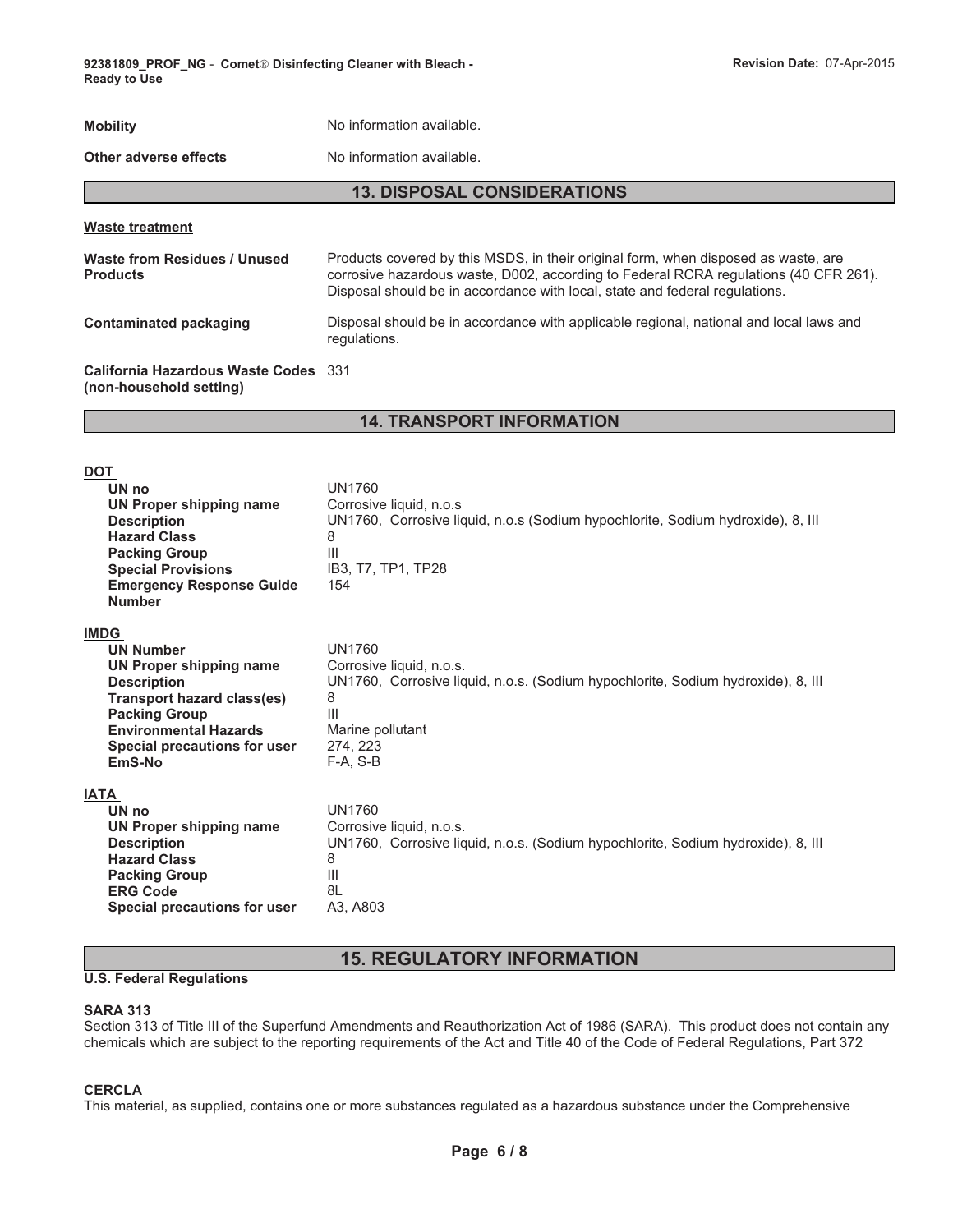| | |
|---|---|
| **Mobility** | No information available. |
| **Other adverse effects** | No information available. |

## 13. DISPOSAL CONSIDERATIONS

**Waste treatment**

| | |
|---|---|
| **Waste from Residues / Unused Products** | Products covered by this MSDS, in their original form, when disposed as waste, are corrosive hazardous waste, D002, according to Federal RCRA regulations (40 CFR 261). Disposal should be in accordance with local, state and federal regulations. |
| **Contaminated packaging** | Disposal should be in accordance with applicable regional, national and local laws and regulations. |
| **California Hazardous Waste Codes (non-household setting)** | 331 |

## 14. TRANSPORT INFORMATION

**DOT**

| | |
|---|---|
| **UN no** | UN1760 |
| **UN Proper shipping name** | Corrosive liquid, n.o.s |
| **Description** | UN1760, Corrosive liquid, n.o.s (Sodium hypochlorite, Sodium hydroxide), 8, III |
| **Hazard Class** | 8 |
| **Packing Group** | III |
| **Special Provisions** | IB3, T7, TP1, TP28 |
| **Emergency Response Guide Number** | 154 |

**IMDG**

| | |
|---|---|
| **UN Number** | UN1760 |
| **UN Proper shipping name** | Corrosive liquid, n.o.s. |
| **Description** | UN1760, Corrosive liquid, n.o.s. (Sodium hypochlorite, Sodium hydroxide), 8, III |
| **Transport hazard class(es)** | 8 |
| **Packing Group** | III |
| **Environmental Hazards** | Marine pollutant |
| **Special precautions for user** | 274, 223 |
| **EmS-No** | F-A, S-B |

**IATA**

| | |
|---|---|
| **UN no** | UN1760 |
| **UN Proper shipping name** | Corrosive liquid, n.o.s. |
| **Description** | UN1760, Corrosive liquid, n.o.s. (Sodium hypochlorite, Sodium hydroxide), 8, III |
| **Hazard Class** | 8 |
| **Packing Group** | III |
| **ERG Code** | 8L |
| **Special precautions for user** | A3, A803 |

## 15. REGULATORY INFORMATION

**U.S. Federal Regulations**

**SARA 313**

Section 313 of Title III of the Superfund Amendments and Reauthorization Act of 1986 (SARA). This product does not contain any chemicals which are subject to the reporting requirements of the Act and Title 40 of the Code of Federal Regulations, Part 372

**CERCLA**

This material, as supplied, contains one or more substances regulated as a hazardous substance under the Comprehensive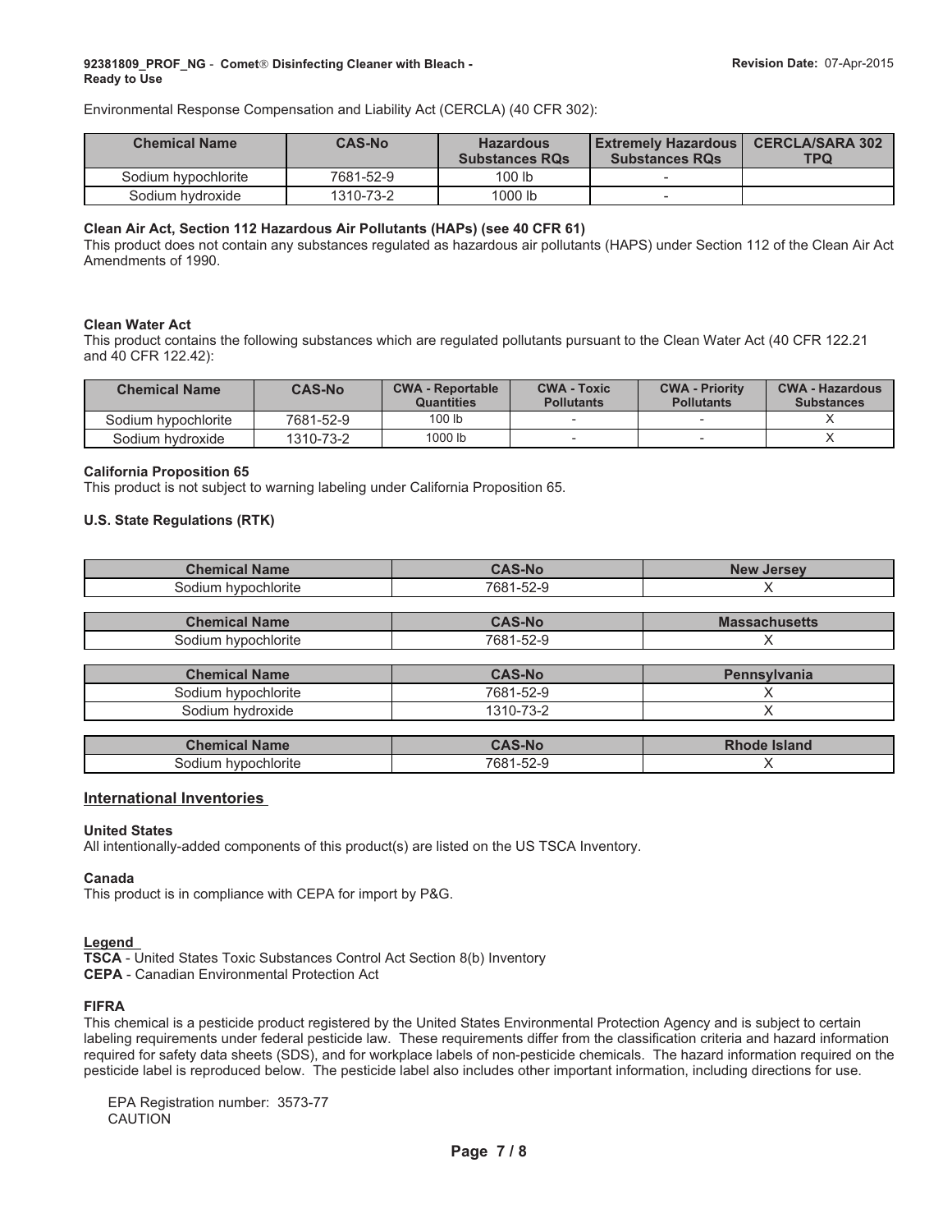Environmental Response Compensation and Liability Act (CERCLA) (40 CFR 302):

| Chemical Name | CAS-No | Hazardous Substances RQs | Extremely Hazardous Substances RQs | CERCLA/SARA 302 TPQ |
|---|---|---|---|---|
| Sodium hypochlorite | 7681-52-9 | 100 lb | - | |
| Sodium hydroxide | 1310-73-2 | 1000 lb | - | |

**Clean Air Act, Section 112 Hazardous Air Pollutants (HAPs) (see 40 CFR 61)**

This product does not contain any substances regulated as hazardous air pollutants (HAPS) under Section 112 of the Clean Air Act Amendments of 1990.

**Clean Water Act**

This product contains the following substances which are regulated pollutants pursuant to the Clean Water Act (40 CFR 122.21 and 40 CFR 122.42):

| Chemical Name | CAS-No | CWA - Reportable Quantities | CWA - Toxic Pollutants | CWA - Priority Pollutants | CWA - Hazardous Substances |
|---|---|---|---|---|---|
| Sodium hypochlorite | 7681-52-9 | 100 lb | - | - | X |
| Sodium hydroxide | 1310-73-2 | 1000 lb | - | - | X |

**California Proposition 65**

This product is not subject to warning labeling under California Proposition 65.

**U.S. State Regulations (RTK)**

| Chemical Name | CAS-No | New Jersey |
|---|---|---|
| Sodium hypochlorite | 7681-52-9 | X |

| Chemical Name | CAS-No | Massachusetts |
|---|---|---|
| Sodium hypochlorite | 7681-52-9 | X |

| Chemical Name | CAS-No | Pennsylvania |
|---|---|---|
| Sodium hypochlorite | 7681-52-9 | X |
| Sodium hydroxide | 1310-73-2 | X |

| Chemical Name | CAS-No | Rhode Island |
|---|---|---|
| Sodium hypochlorite | 7681-52-9 | X |

## International Inventories

**United States**

All intentionally-added components of this product(s) are listed on the US TSCA Inventory.

**Canada**

This product is in compliance with CEPA for import by P&G.

**Legend**

**TSCA** - United States Toxic Substances Control Act Section 8(b) Inventory
**CEPA** - Canadian Environmental Protection Act

**FIFRA**

This chemical is a pesticide product registered by the United States Environmental Protection Agency and is subject to certain labeling requirements under federal pesticide law. These requirements differ from the classification criteria and hazard information required for safety data sheets (SDS), and for workplace labels of non-pesticide chemicals. The hazard information required on the pesticide label is reproduced below. The pesticide label also includes other important information, including directions for use.

EPA Registration number: 3573-77
CAUTION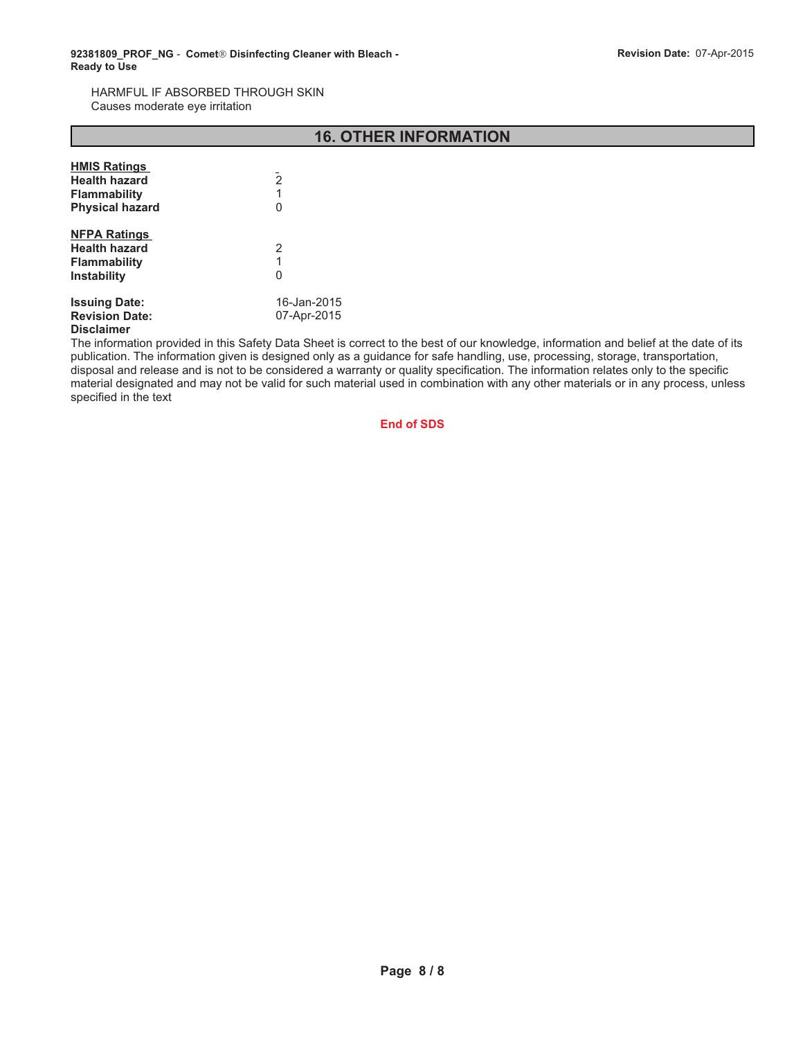HARMFUL IF ABSORBED THROUGH SKIN
Causes moderate eye irritation

## 16. OTHER INFORMATION

**HMIS Ratings**

| | |
|---|---|
| **Health hazard** | 2 |
| **Flammability** | 1 |
| **Physical hazard** | 0 |

**NFPA Ratings**

| | |
|---|---|
| **Health hazard** | 2 |
| **Flammability** | 1 |
| **Instability** | 0 |

| | |
|---|---|
| **Issuing Date:** | 16-Jan-2015 |
| **Revision Date:** | 07-Apr-2015 |

**Disclaimer**

The information provided in this Safety Data Sheet is correct to the best of our knowledge, information and belief at the date of its publication. The information given is designed only as a guidance for safe handling, use, processing, storage, transportation, disposal and release and is not to be considered a warranty or quality specification. The information relates only to the specific material designated and may not be valid for such material used in combination with any other materials or in any process, unless specified in the text

**End of SDS**